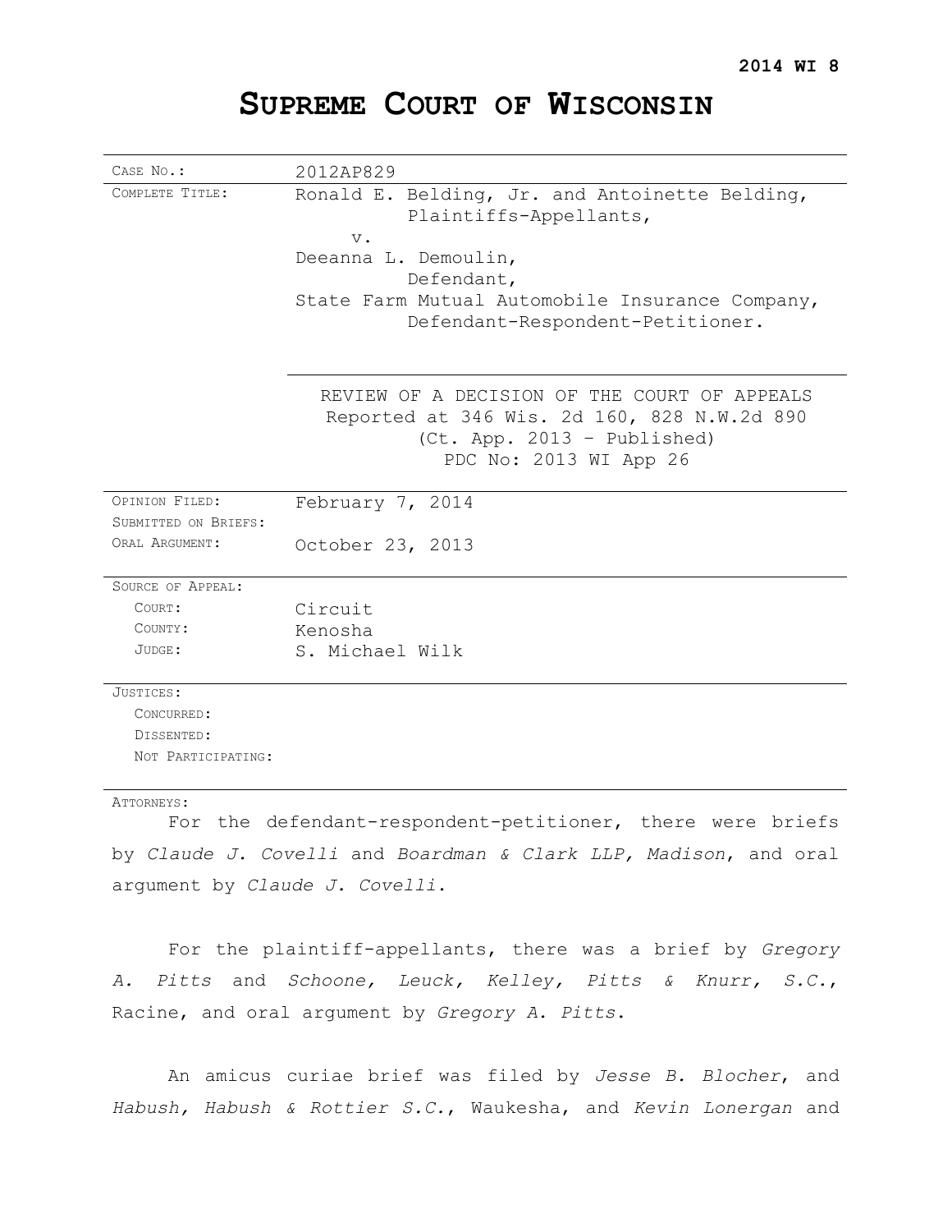**2014 WI 8**

# SUPREME COURT OF WISCONSIN

| | |
|---|---|
| CASE NO.: | 2012AP829 |
| COMPLETE TITLE: | Ronald E. Belding, Jr. and Antoinette Belding, Plaintiffs-Appellants, v. Deeanna L. Demoulin, Defendant, State Farm Mutual Automobile Insurance Company, Defendant-Respondent-Petitioner. |
| | REVIEW OF A DECISION OF THE COURT OF APPEALS Reported at 346 Wis. 2d 160, 828 N.W.2d 890 (Ct. App. 2013 – Published) PDC No: 2013 WI App 26 |
| OPINION FILED: | February 7, 2014 |
| SUBMITTED ON BRIEFS: | |
| ORAL ARGUMENT: | October 23, 2013 |
| SOURCE OF APPEAL: | |
| COURT: | Circuit |
| COUNTY: | Kenosha |
| JUDGE: | S. Michael Wilk |
| JUSTICES: | |
| CONCURRED: | |
| DISSENTED: | |
| NOT PARTICIPATING: | |

ATTORNEYS:

For the defendant-respondent-petitioner, there were briefs by *Claude J. Covelli* and *Boardman & Clark LLP, Madison*, and oral argument by *Claude J. Covelli*.

For the plaintiff-appellants, there was a brief by *Gregory A. Pitts* and *Schoone, Leuck, Kelley, Pitts & Knurr, S.C.*, Racine, and oral argument by *Gregory A. Pitts*.

An amicus curiae brief was filed by *Jesse B. Blocher*, and *Habush, Habush & Rottier S.C.*, Waukesha, and *Kevin Lonergan* and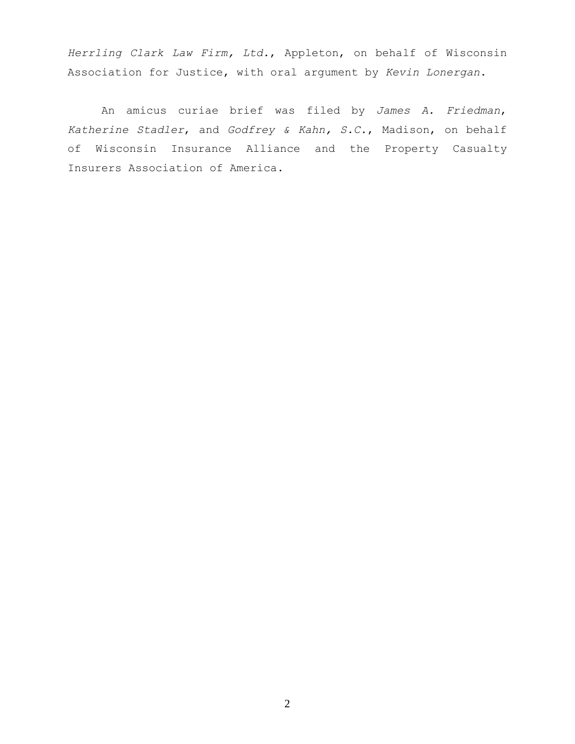*Herrling Clark Law Firm, Ltd.*, Appleton, on behalf of Wisconsin Association for Justice, with oral argument by *Kevin Lonergan*.

An amicus curiae brief was filed by *James A. Friedman*, *Katherine Stadler*, and *Godfrey & Kahn, S.C.*, Madison, on behalf of Wisconsin Insurance Alliance and the Property Casualty Insurers Association of America.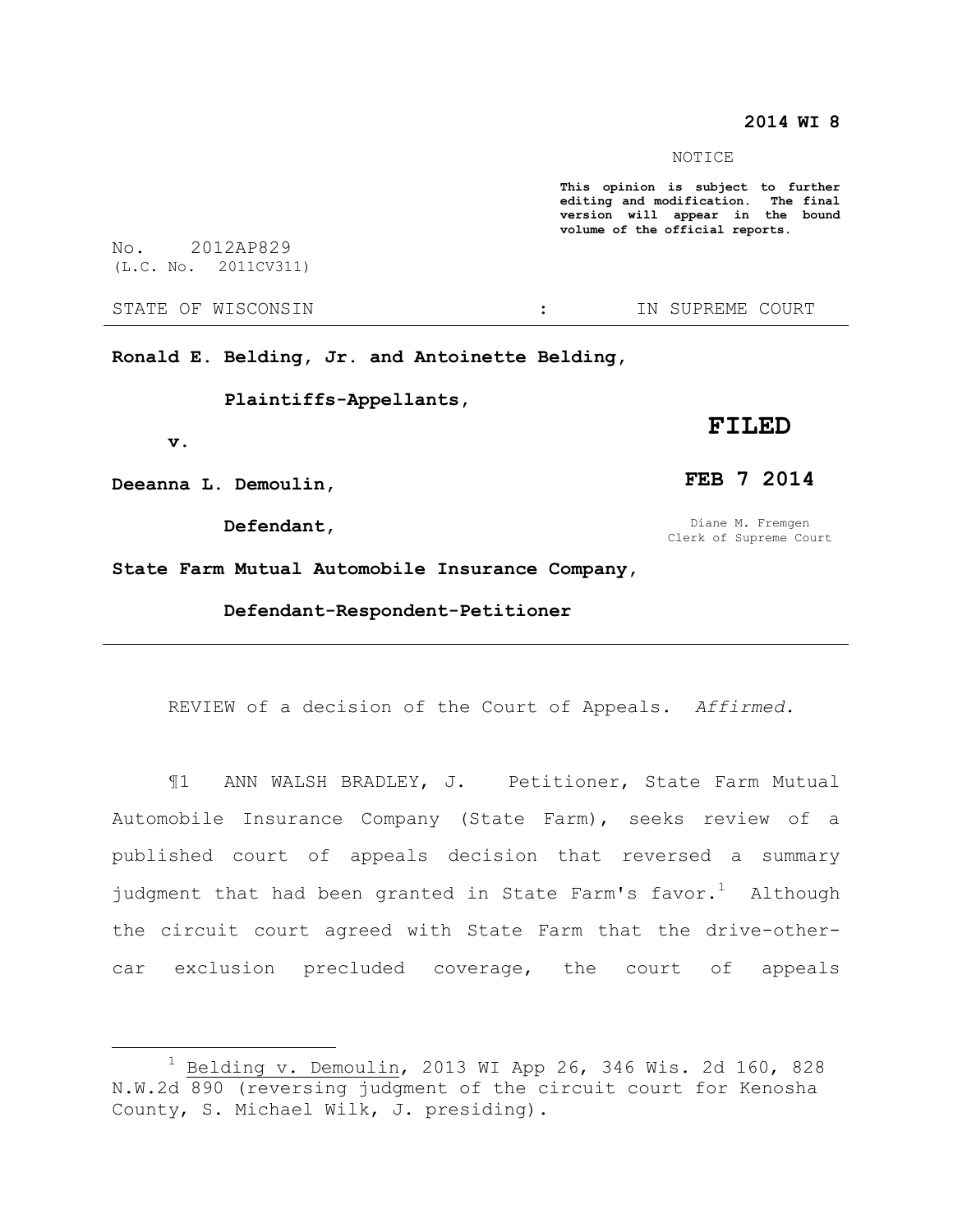**2014 WI 8**

NOTICE

**This opinion is subject to further editing and modification. The final version will appear in the bound volume of the official reports.**

No. 2012AP829
(L.C. No. 2011CV311)

STATE OF WISCONSIN : IN SUPREME COURT

---

**Ronald E. Belding, Jr. and Antoinette Belding,**

**Plaintiffs-Appellants,**

**v.**

**Deeanna L. Demoulin,**

**Defendant,**

**State Farm Mutual Automobile Insurance Company,**

**Defendant-Respondent-Petitioner**

**FILED**

**FEB 7 2014**

Diane M. Fremgen
Clerk of Supreme Court

---

REVIEW of a decision of the Court of Appeals. *Affirmed.*

¶1 ANN WALSH BRADLEY, J. Petitioner, State Farm Mutual Automobile Insurance Company (State Farm), seeks review of a published court of appeals decision that reversed a summary judgment that had been granted in State Farm's favor.[1] Although the circuit court agreed with State Farm that the drive-other-car exclusion precluded coverage, the court of appeals

---

[1] Belding v. Demoulin, 2013 WI App 26, 346 Wis. 2d 160, 828 N.W.2d 890 (reversing judgment of the circuit court for Kenosha County, S. Michael Wilk, J. presiding).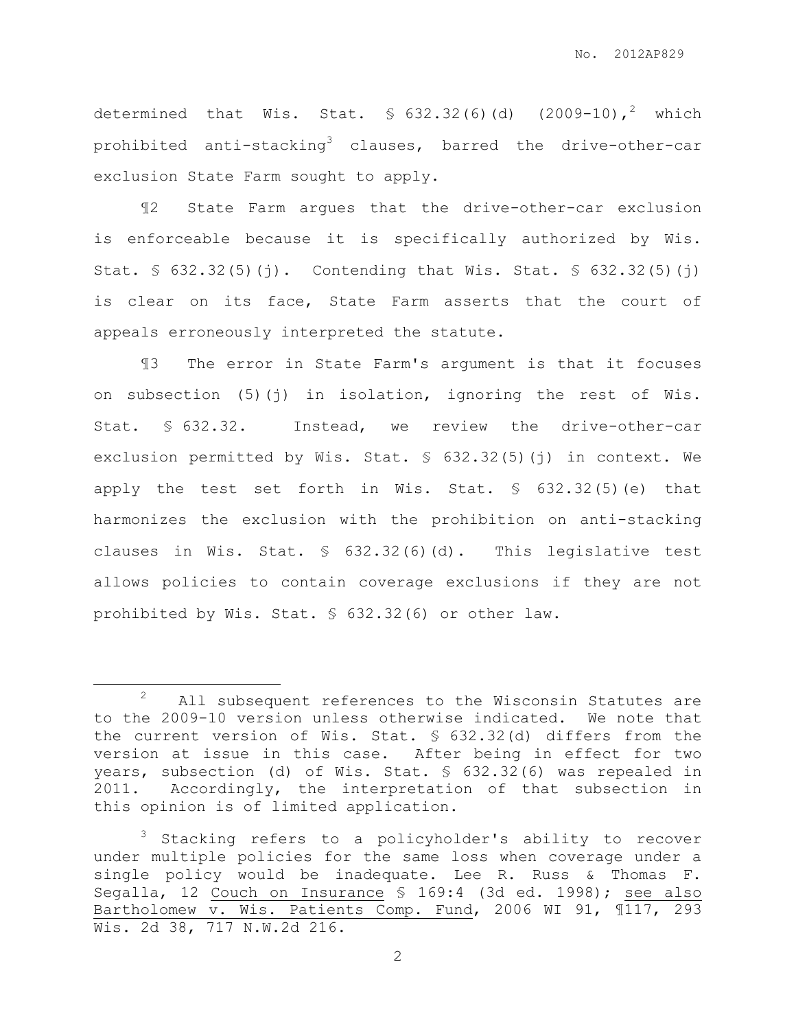determined that Wis. Stat. § 632.32(6)(d) (2009-10),[2] which prohibited anti-stacking[3] clauses, barred the drive-other-car exclusion State Farm sought to apply.

¶2 State Farm argues that the drive-other-car exclusion is enforceable because it is specifically authorized by Wis. Stat. § 632.32(5)(j). Contending that Wis. Stat. § 632.32(5)(j) is clear on its face, State Farm asserts that the court of appeals erroneously interpreted the statute.

¶3 The error in State Farm's argument is that it focuses on subsection (5)(j) in isolation, ignoring the rest of Wis. Stat. § 632.32. Instead, we review the drive-other-car exclusion permitted by Wis. Stat. § 632.32(5)(j) in context. We apply the test set forth in Wis. Stat. § 632.32(5)(e) that harmonizes the exclusion with the prohibition on anti-stacking clauses in Wis. Stat. § 632.32(6)(d). This legislative test allows policies to contain coverage exclusions if they are not prohibited by Wis. Stat. § 632.32(6) or other law.

---

[2] All subsequent references to the Wisconsin Statutes are to the 2009-10 version unless otherwise indicated. We note that the current version of Wis. Stat. § 632.32(d) differs from the version at issue in this case. After being in effect for two years, subsection (d) of Wis. Stat. § 632.32(6) was repealed in 2011. Accordingly, the interpretation of that subsection in this opinion is of limited application.

[3] Stacking refers to a policyholder's ability to recover under multiple policies for the same loss when coverage under a single policy would be inadequate. Lee R. Russ & Thomas F. Segalla, 12 Couch on Insurance § 169:4 (3d ed. 1998); see also Bartholomew v. Wis. Patients Comp. Fund, 2006 WI 91, ¶117, 293 Wis. 2d 38, 717 N.W.2d 216.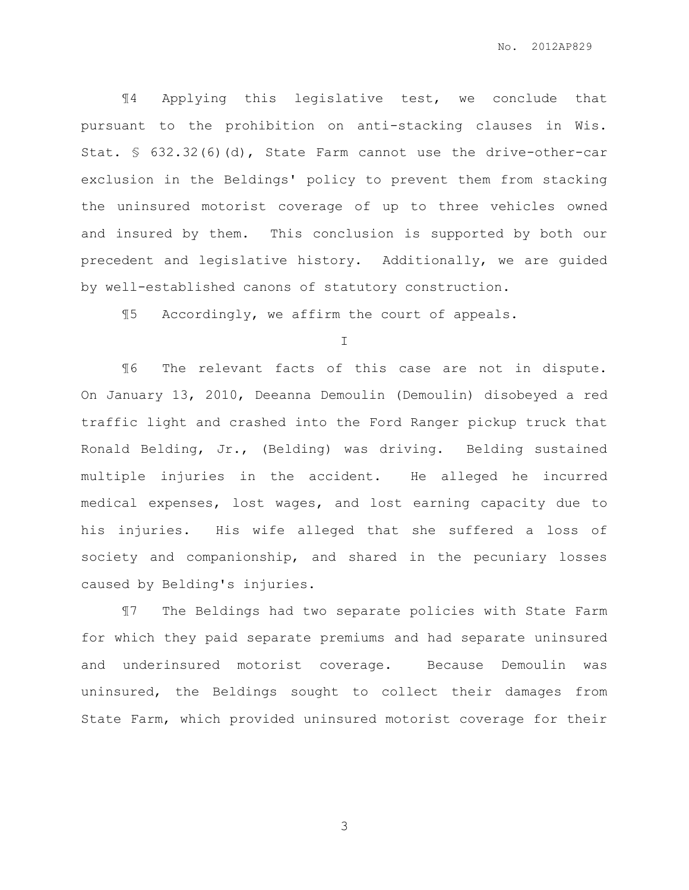¶4 Applying this legislative test, we conclude that pursuant to the prohibition on anti-stacking clauses in Wis. Stat. § 632.32(6)(d), State Farm cannot use the drive-other-car exclusion in the Beldings' policy to prevent them from stacking the uninsured motorist coverage of up to three vehicles owned and insured by them. This conclusion is supported by both our precedent and legislative history. Additionally, we are guided by well-established canons of statutory construction.

¶5 Accordingly, we affirm the court of appeals.

I

¶6 The relevant facts of this case are not in dispute. On January 13, 2010, Deeanna Demoulin (Demoulin) disobeyed a red traffic light and crashed into the Ford Ranger pickup truck that Ronald Belding, Jr., (Belding) was driving. Belding sustained multiple injuries in the accident. He alleged he incurred medical expenses, lost wages, and lost earning capacity due to his injuries. His wife alleged that she suffered a loss of society and companionship, and shared in the pecuniary losses caused by Belding's injuries.

¶7 The Beldings had two separate policies with State Farm for which they paid separate premiums and had separate uninsured and underinsured motorist coverage. Because Demoulin was uninsured, the Beldings sought to collect their damages from State Farm, which provided uninsured motorist coverage for their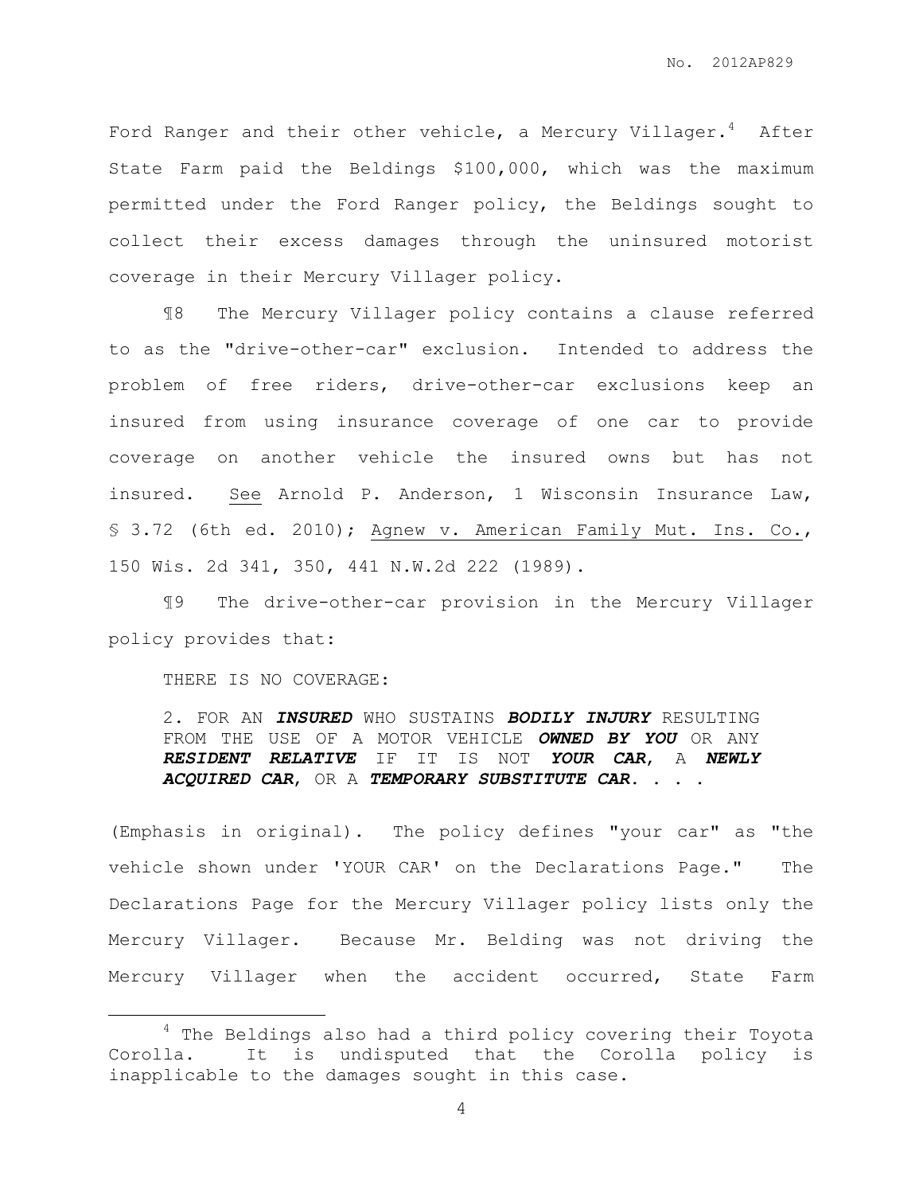Ford Ranger and their other vehicle, a Mercury Villager.[4] After State Farm paid the Beldings $100,000, which was the maximum permitted under the Ford Ranger policy, the Beldings sought to collect their excess damages through the uninsured motorist coverage in their Mercury Villager policy.

¶8 The Mercury Villager policy contains a clause referred to as the "drive-other-car" exclusion. Intended to address the problem of free riders, drive-other-car exclusions keep an insured from using insurance coverage of one car to provide coverage on another vehicle the insured owns but has not insured. See Arnold P. Anderson, 1 Wisconsin Insurance Law, § 3.72 (6th ed. 2010); Agnew v. American Family Mut. Ins. Co., 150 Wis. 2d 341, 350, 441 N.W.2d 222 (1989).

¶9 The drive-other-car provision in the Mercury Villager policy provides that:

> THERE IS NO COVERAGE:
>
> 2. FOR AN ***INSURED*** WHO SUSTAINS ***BODILY INJURY*** RESULTING FROM THE USE OF A MOTOR VEHICLE ***OWNED BY YOU*** OR ANY ***RESIDENT RELATIVE*** IF IT IS NOT ***YOUR CAR***, A ***NEWLY ACQUIRED CAR***, OR A ***TEMPORARY SUBSTITUTE CAR***. . . .

(Emphasis in original). The policy defines "your car" as "the vehicle shown under 'YOUR CAR' on the Declarations Page." The Declarations Page for the Mercury Villager policy lists only the Mercury Villager. Because Mr. Belding was not driving the Mercury Villager when the accident occurred, State Farm

---

[4] The Beldings also had a third policy covering their Toyota Corolla. It is undisputed that the Corolla policy is inapplicable to the damages sought in this case.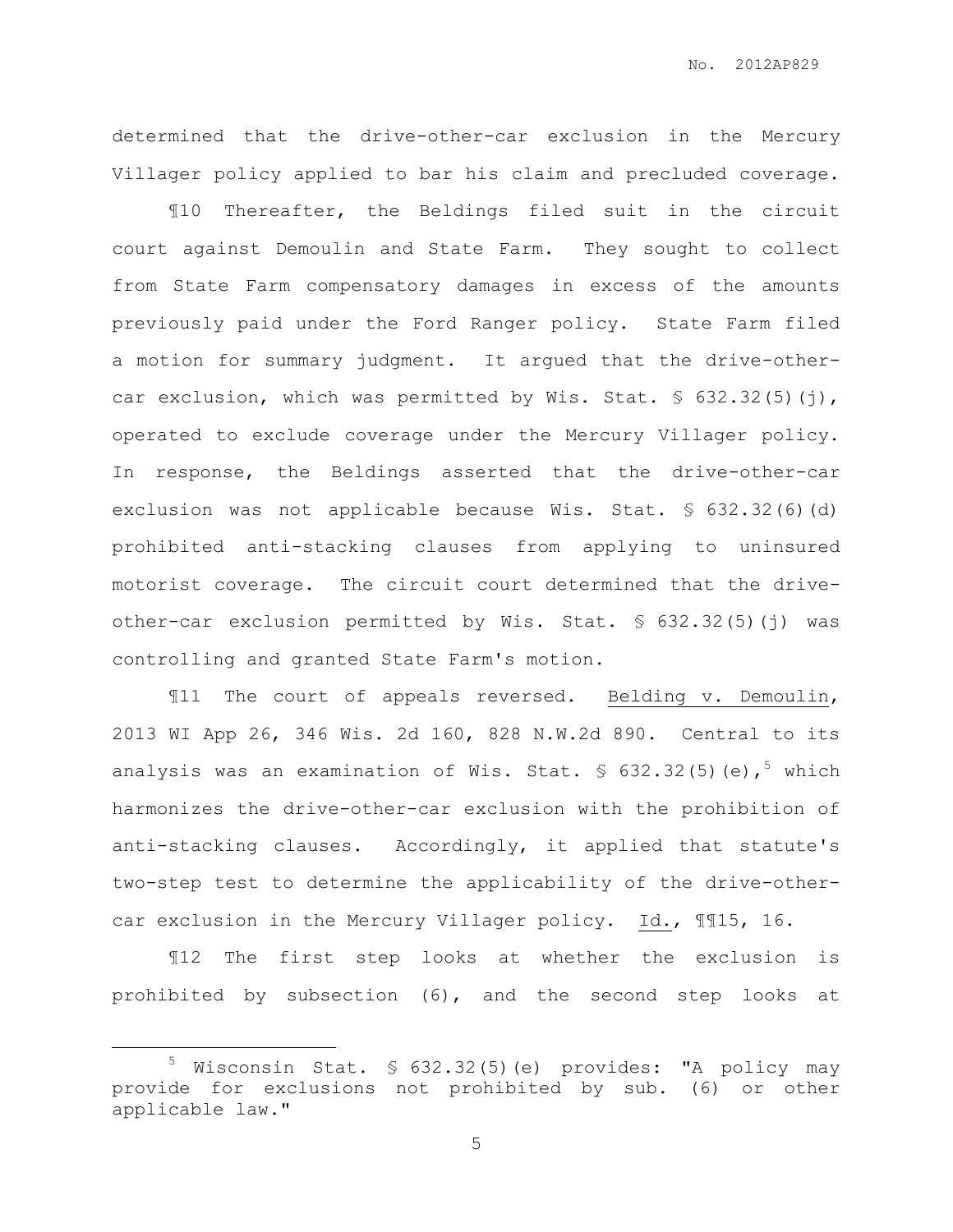determined that the drive-other-car exclusion in the Mercury Villager policy applied to bar his claim and precluded coverage.

¶10 Thereafter, the Beldings filed suit in the circuit court against Demoulin and State Farm. They sought to collect from State Farm compensatory damages in excess of the amounts previously paid under the Ford Ranger policy. State Farm filed a motion for summary judgment. It argued that the drive-other-car exclusion, which was permitted by Wis. Stat. § 632.32(5)(j), operated to exclude coverage under the Mercury Villager policy. In response, the Beldings asserted that the drive-other-car exclusion was not applicable because Wis. Stat. § 632.32(6)(d) prohibited anti-stacking clauses from applying to uninsured motorist coverage. The circuit court determined that the drive-other-car exclusion permitted by Wis. Stat. § 632.32(5)(j) was controlling and granted State Farm's motion.

¶11 The court of appeals reversed. Belding v. Demoulin, 2013 WI App 26, 346 Wis. 2d 160, 828 N.W.2d 890. Central to its analysis was an examination of Wis. Stat. § 632.32(5)(e),[5] which harmonizes the drive-other-car exclusion with the prohibition of anti-stacking clauses. Accordingly, it applied that statute's two-step test to determine the applicability of the drive-other-car exclusion in the Mercury Villager policy. Id., ¶¶15, 16.

¶12 The first step looks at whether the exclusion is prohibited by subsection (6), and the second step looks at

---

[5] Wisconsin Stat. § 632.32(5)(e) provides: "A policy may provide for exclusions not prohibited by sub. (6) or other applicable law."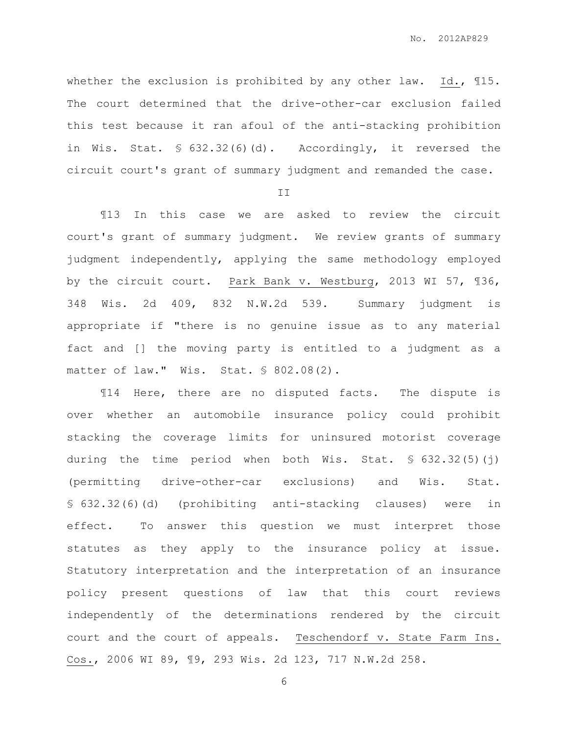whether the exclusion is prohibited by any other law. Id., ¶15. The court determined that the drive-other-car exclusion failed this test because it ran afoul of the anti-stacking prohibition in Wis. Stat. § 632.32(6)(d). Accordingly, it reversed the circuit court's grant of summary judgment and remanded the case.

II

¶13 In this case we are asked to review the circuit court's grant of summary judgment. We review grants of summary judgment independently, applying the same methodology employed by the circuit court. Park Bank v. Westburg, 2013 WI 57, ¶36, 348 Wis. 2d 409, 832 N.W.2d 539. Summary judgment is appropriate if "there is no genuine issue as to any material fact and [] the moving party is entitled to a judgment as a matter of law." Wis. Stat. § 802.08(2).

¶14 Here, there are no disputed facts. The dispute is over whether an automobile insurance policy could prohibit stacking the coverage limits for uninsured motorist coverage during the time period when both Wis. Stat. § 632.32(5)(j) (permitting drive-other-car exclusions) and Wis. Stat. § 632.32(6)(d) (prohibiting anti-stacking clauses) were in effect. To answer this question we must interpret those statutes as they apply to the insurance policy at issue. Statutory interpretation and the interpretation of an insurance policy present questions of law that this court reviews independently of the determinations rendered by the circuit court and the court of appeals. Teschendorf v. State Farm Ins. Cos., 2006 WI 89, ¶9, 293 Wis. 2d 123, 717 N.W.2d 258.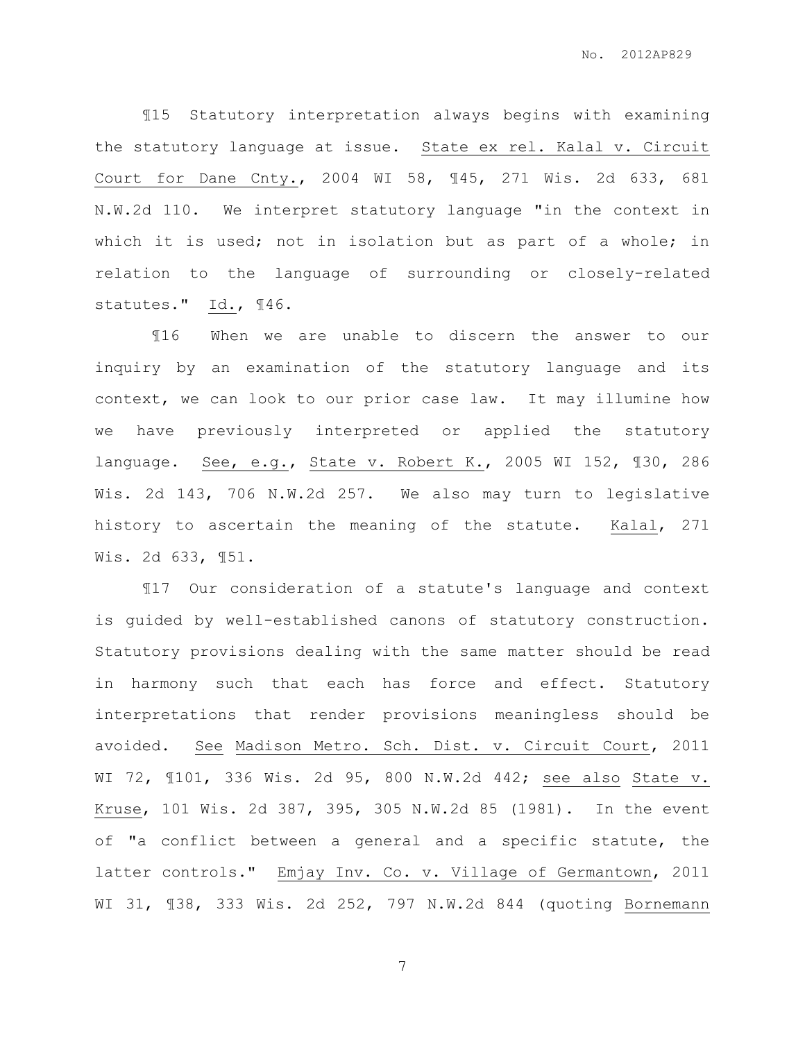¶15 Statutory interpretation always begins with examining the statutory language at issue. State ex rel. Kalal v. Circuit Court for Dane Cnty., 2004 WI 58, ¶45, 271 Wis. 2d 633, 681 N.W.2d 110. We interpret statutory language "in the context in which it is used; not in isolation but as part of a whole; in relation to the language of surrounding or closely-related statutes." Id., ¶46.

¶16 When we are unable to discern the answer to our inquiry by an examination of the statutory language and its context, we can look to our prior case law. It may illumine how we have previously interpreted or applied the statutory language. See, e.g., State v. Robert K., 2005 WI 152, ¶30, 286 Wis. 2d 143, 706 N.W.2d 257. We also may turn to legislative history to ascertain the meaning of the statute. Kalal, 271 Wis. 2d 633, ¶51.

¶17 Our consideration of a statute's language and context is guided by well-established canons of statutory construction. Statutory provisions dealing with the same matter should be read in harmony such that each has force and effect. Statutory interpretations that render provisions meaningless should be avoided. See Madison Metro. Sch. Dist. v. Circuit Court, 2011 WI 72, ¶101, 336 Wis. 2d 95, 800 N.W.2d 442; see also State v. Kruse, 101 Wis. 2d 387, 395, 305 N.W.2d 85 (1981). In the event of "a conflict between a general and a specific statute, the latter controls." Emjay Inv. Co. v. Village of Germantown, 2011 WI 31, ¶38, 333 Wis. 2d 252, 797 N.W.2d 844 (quoting Bornemann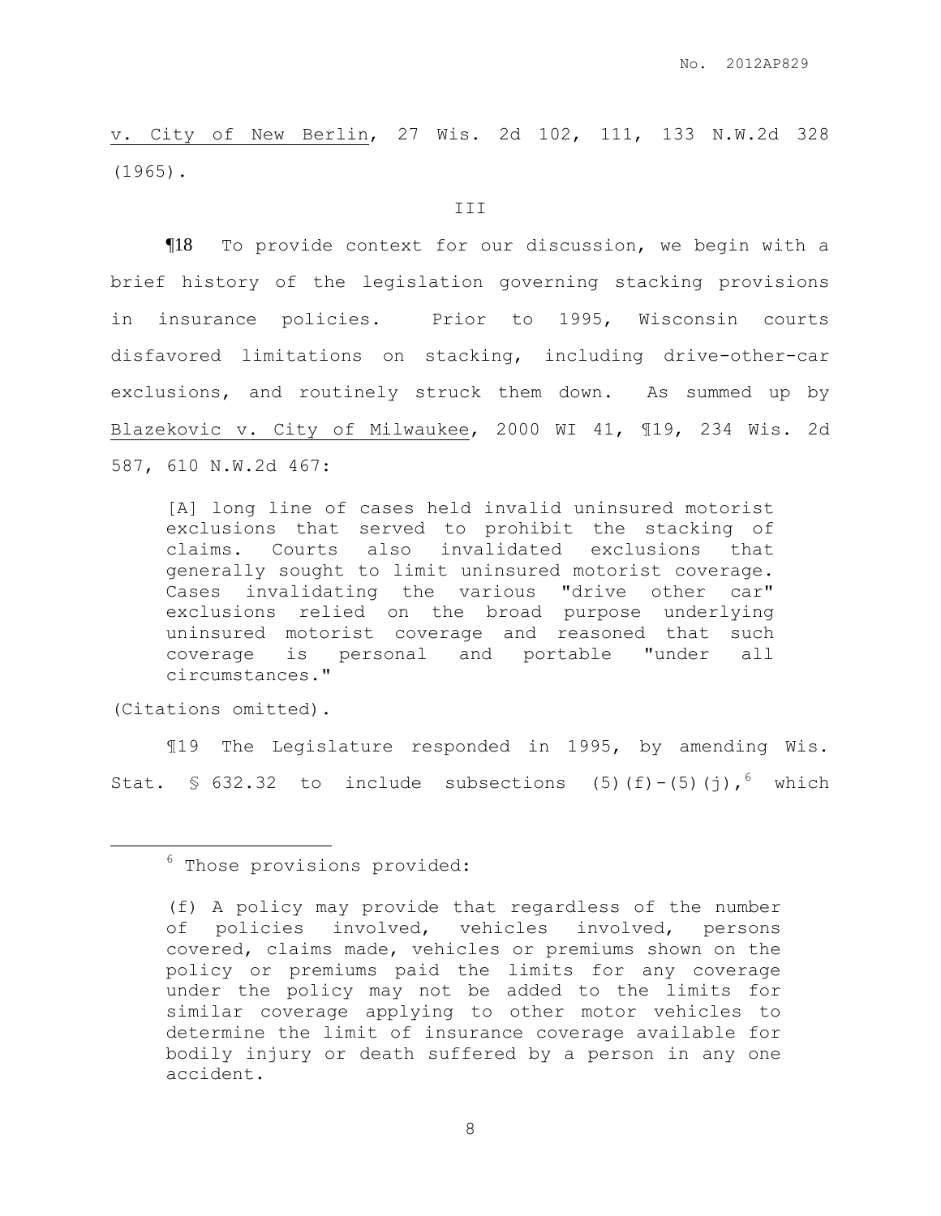v. City of New Berlin, 27 Wis. 2d 102, 111, 133 N.W.2d 328 (1965).

III

¶18 To provide context for our discussion, we begin with a brief history of the legislation governing stacking provisions in insurance policies. Prior to 1995, Wisconsin courts disfavored limitations on stacking, including drive-other-car exclusions, and routinely struck them down. As summed up by Blazekovic v. City of Milwaukee, 2000 WI 41, ¶19, 234 Wis. 2d 587, 610 N.W.2d 467:

> [A] long line of cases held invalid uninsured motorist exclusions that served to prohibit the stacking of claims. Courts also invalidated exclusions that generally sought to limit uninsured motorist coverage. Cases invalidating the various "drive other car" exclusions relied on the broad purpose underlying uninsured motorist coverage and reasoned that such coverage is personal and portable "under all circumstances."

(Citations omitted).

¶19 The Legislature responded in 1995, by amending Wis. Stat. § 632.32 to include subsections (5)(f)-(5)(j),[6] which

---

[6] Those provisions provided:

> (f) A policy may provide that regardless of the number of policies involved, vehicles involved, persons covered, claims made, vehicles or premiums shown on the policy or premiums paid the limits for any coverage under the policy may not be added to the limits for similar coverage applying to other motor vehicles to determine the limit of insurance coverage available for bodily injury or death suffered by a person in any one accident.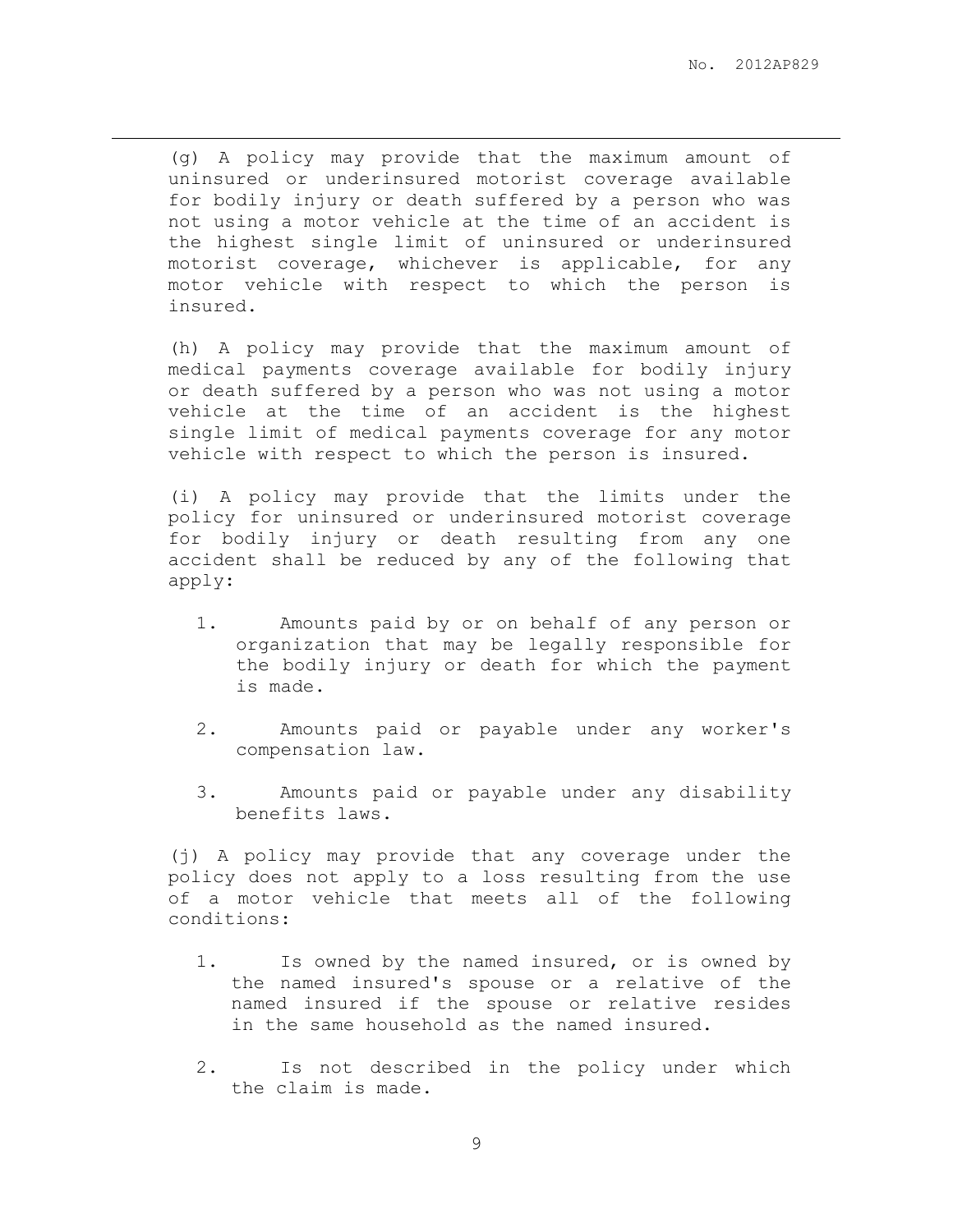(g) A policy may provide that the maximum amount of uninsured or underinsured motorist coverage available for bodily injury or death suffered by a person who was not using a motor vehicle at the time of an accident is the highest single limit of uninsured or underinsured motorist coverage, whichever is applicable, for any motor vehicle with respect to which the person is insured.

(h) A policy may provide that the maximum amount of medical payments coverage available for bodily injury or death suffered by a person who was not using a motor vehicle at the time of an accident is the highest single limit of medical payments coverage for any motor vehicle with respect to which the person is insured.

(i) A policy may provide that the limits under the policy for uninsured or underinsured motorist coverage for bodily injury or death resulting from any one accident shall be reduced by any of the following that apply:

1. Amounts paid by or on behalf of any person or organization that may be legally responsible for the bodily injury or death for which the payment is made.

2. Amounts paid or payable under any worker's compensation law.

3. Amounts paid or payable under any disability benefits laws.

(j) A policy may provide that any coverage under the policy does not apply to a loss resulting from the use of a motor vehicle that meets all of the following conditions:

1. Is owned by the named insured, or is owned by the named insured's spouse or a relative of the named insured if the spouse or relative resides in the same household as the named insured.

2. Is not described in the policy under which the claim is made.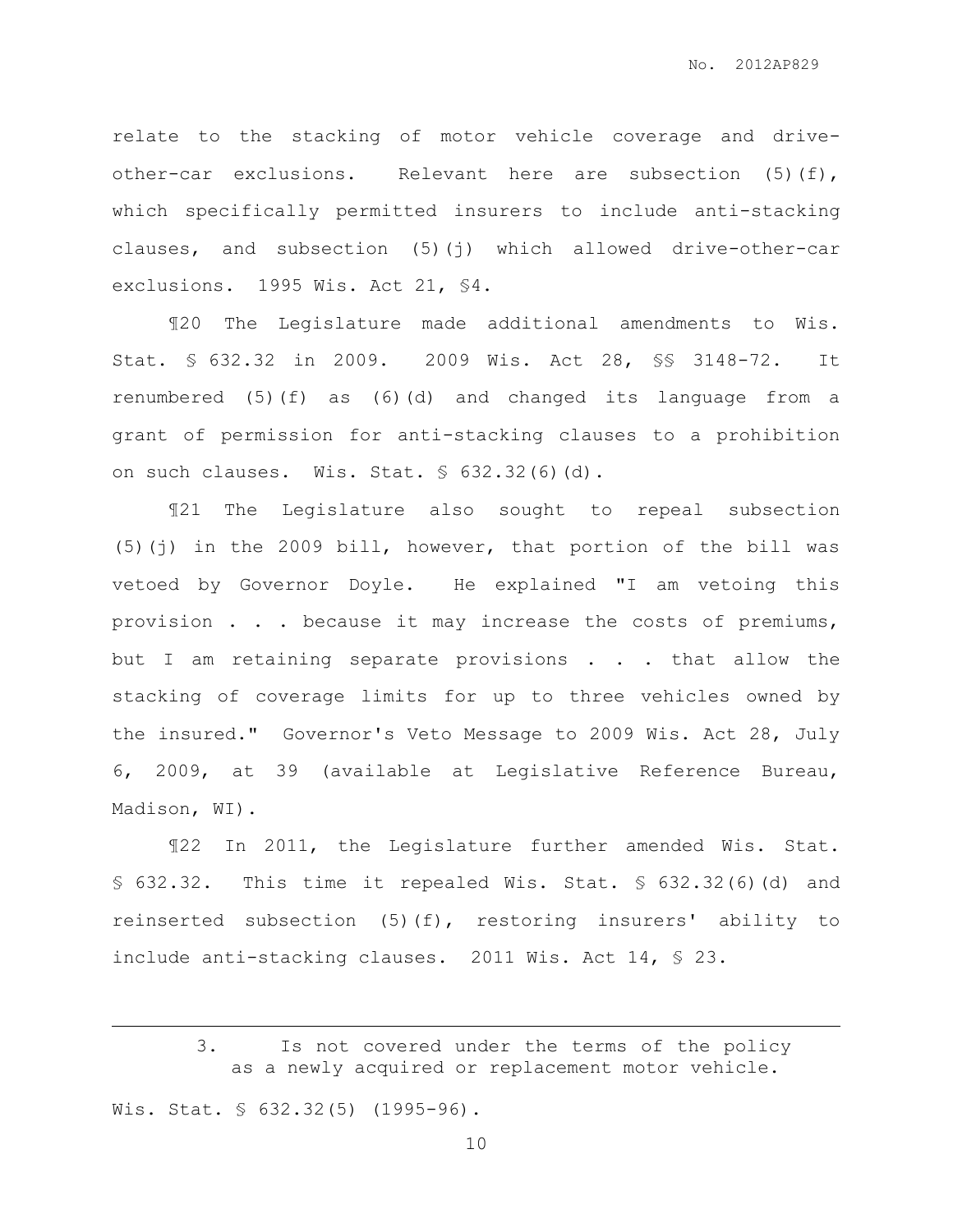relate to the stacking of motor vehicle coverage and drive-other-car exclusions. Relevant here are subsection (5)(f), which specifically permitted insurers to include anti-stacking clauses, and subsection (5)(j) which allowed drive-other-car exclusions. 1995 Wis. Act 21, §4.

¶20 The Legislature made additional amendments to Wis. Stat. § 632.32 in 2009. 2009 Wis. Act 28, §§ 3148-72. It renumbered (5)(f) as (6)(d) and changed its language from a grant of permission for anti-stacking clauses to a prohibition on such clauses. Wis. Stat. § 632.32(6)(d).

¶21 The Legislature also sought to repeal subsection (5)(j) in the 2009 bill, however, that portion of the bill was vetoed by Governor Doyle. He explained "I am vetoing this provision . . . because it may increase the costs of premiums, but I am retaining separate provisions . . . that allow the stacking of coverage limits for up to three vehicles owned by the insured." Governor's Veto Message to 2009 Wis. Act 28, July 6, 2009, at 39 (available at Legislative Reference Bureau, Madison, WI).

¶22 In 2011, the Legislature further amended Wis. Stat. § 632.32. This time it repealed Wis. Stat. § 632.32(6)(d) and reinserted subsection (5)(f), restoring insurers' ability to include anti-stacking clauses. 2011 Wis. Act 14, § 23.

---

3. Is not covered under the terms of the policy as a newly acquired or replacement motor vehicle.

Wis. Stat. § 632.32(5) (1995-96).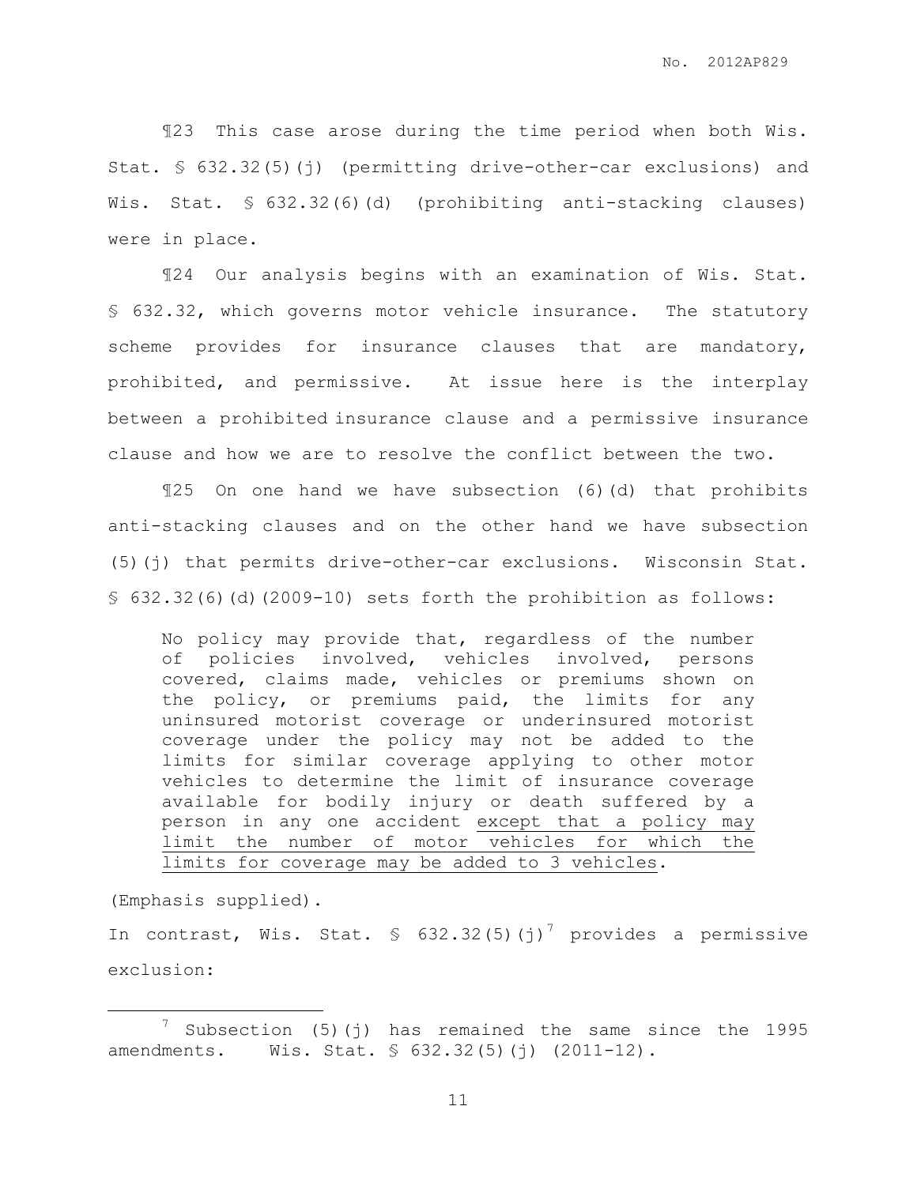¶23 This case arose during the time period when both Wis. Stat. § 632.32(5)(j) (permitting drive-other-car exclusions) and Wis. Stat. § 632.32(6)(d) (prohibiting anti-stacking clauses) were in place.

¶24 Our analysis begins with an examination of Wis. Stat. § 632.32, which governs motor vehicle insurance. The statutory scheme provides for insurance clauses that are mandatory, prohibited, and permissive. At issue here is the interplay between a prohibited insurance clause and a permissive insurance clause and how we are to resolve the conflict between the two.

¶25 On one hand we have subsection (6)(d) that prohibits anti-stacking clauses and on the other hand we have subsection (5)(j) that permits drive-other-car exclusions. Wisconsin Stat. § 632.32(6)(d)(2009-10) sets forth the prohibition as follows:

> No policy may provide that, regardless of the number of policies involved, vehicles involved, persons covered, claims made, vehicles or premiums shown on the policy, or premiums paid, the limits for any uninsured motorist coverage or underinsured motorist coverage under the policy may not be added to the limits for similar coverage applying to other motor vehicles to determine the limit of insurance coverage available for bodily injury or death suffered by a person in any one accident <u>except that a policy may limit the number of motor vehicles for which the limits for coverage may be added to 3 vehicles</u>.

(Emphasis supplied).

In contrast, Wis. Stat. § 632.32(5)(j)[7] provides a permissive exclusion:

[7] Subsection (5)(j) has remained the same since the 1995 amendments. Wis. Stat. § 632.32(5)(j) (2011-12).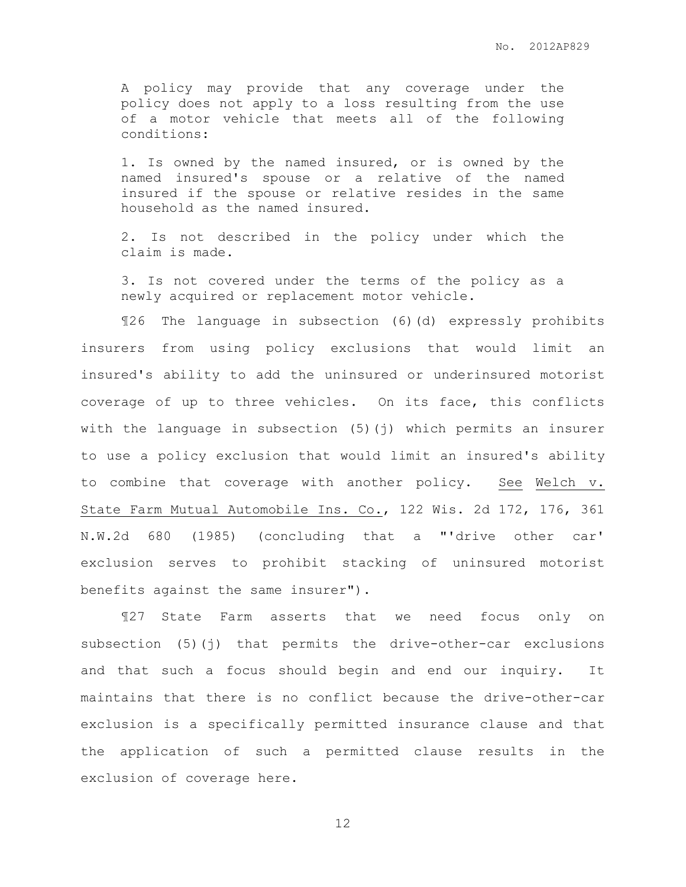> A policy may provide that any coverage under the policy does not apply to a loss resulting from the use of a motor vehicle that meets all of the following conditions:
>
> 1. Is owned by the named insured, or is owned by the named insured's spouse or a relative of the named insured if the spouse or relative resides in the same household as the named insured.
>
> 2. Is not described in the policy under which the claim is made.
>
> 3. Is not covered under the terms of the policy as a newly acquired or replacement motor vehicle.

¶26 The language in subsection (6)(d) expressly prohibits insurers from using policy exclusions that would limit an insured's ability to add the uninsured or underinsured motorist coverage of up to three vehicles. On its face, this conflicts with the language in subsection (5)(j) which permits an insurer to use a policy exclusion that would limit an insured's ability to combine that coverage with another policy. See Welch v. State Farm Mutual Automobile Ins. Co., 122 Wis. 2d 172, 176, 361 N.W.2d 680 (1985) (concluding that a "'drive other car' exclusion serves to prohibit stacking of uninsured motorist benefits against the same insurer").

¶27 State Farm asserts that we need focus only on subsection (5)(j) that permits the drive-other-car exclusions and that such a focus should begin and end our inquiry. It maintains that there is no conflict because the drive-other-car exclusion is a specifically permitted insurance clause and that the application of such a permitted clause results in the exclusion of coverage here.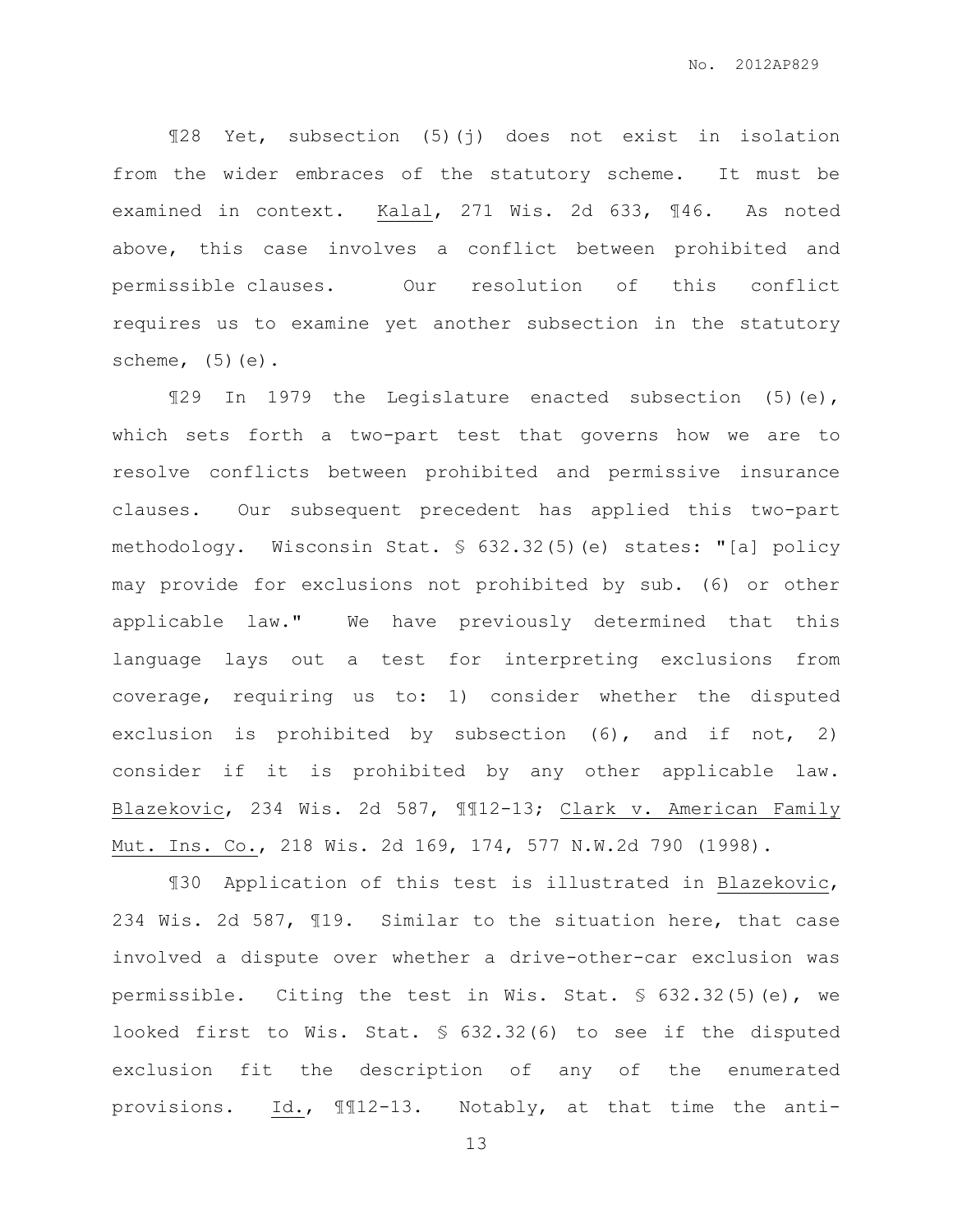¶28 Yet, subsection (5)(j) does not exist in isolation from the wider embraces of the statutory scheme. It must be examined in context. Kalal, 271 Wis. 2d 633, ¶46. As noted above, this case involves a conflict between prohibited and permissible clauses. Our resolution of this conflict requires us to examine yet another subsection in the statutory scheme, (5)(e).

¶29 In 1979 the Legislature enacted subsection (5)(e), which sets forth a two-part test that governs how we are to resolve conflicts between prohibited and permissive insurance clauses. Our subsequent precedent has applied this two-part methodology. Wisconsin Stat. § 632.32(5)(e) states: "[a] policy may provide for exclusions not prohibited by sub. (6) or other applicable law." We have previously determined that this language lays out a test for interpreting exclusions from coverage, requiring us to: 1) consider whether the disputed exclusion is prohibited by subsection (6), and if not, 2) consider if it is prohibited by any other applicable law. Blazekovic, 234 Wis. 2d 587, ¶¶12-13; Clark v. American Family Mut. Ins. Co., 218 Wis. 2d 169, 174, 577 N.W.2d 790 (1998).

¶30 Application of this test is illustrated in Blazekovic, 234 Wis. 2d 587, ¶19. Similar to the situation here, that case involved a dispute over whether a drive-other-car exclusion was permissible. Citing the test in Wis. Stat. § 632.32(5)(e), we looked first to Wis. Stat. § 632.32(6) to see if the disputed exclusion fit the description of any of the enumerated provisions. Id., ¶¶12-13. Notably, at that time the anti-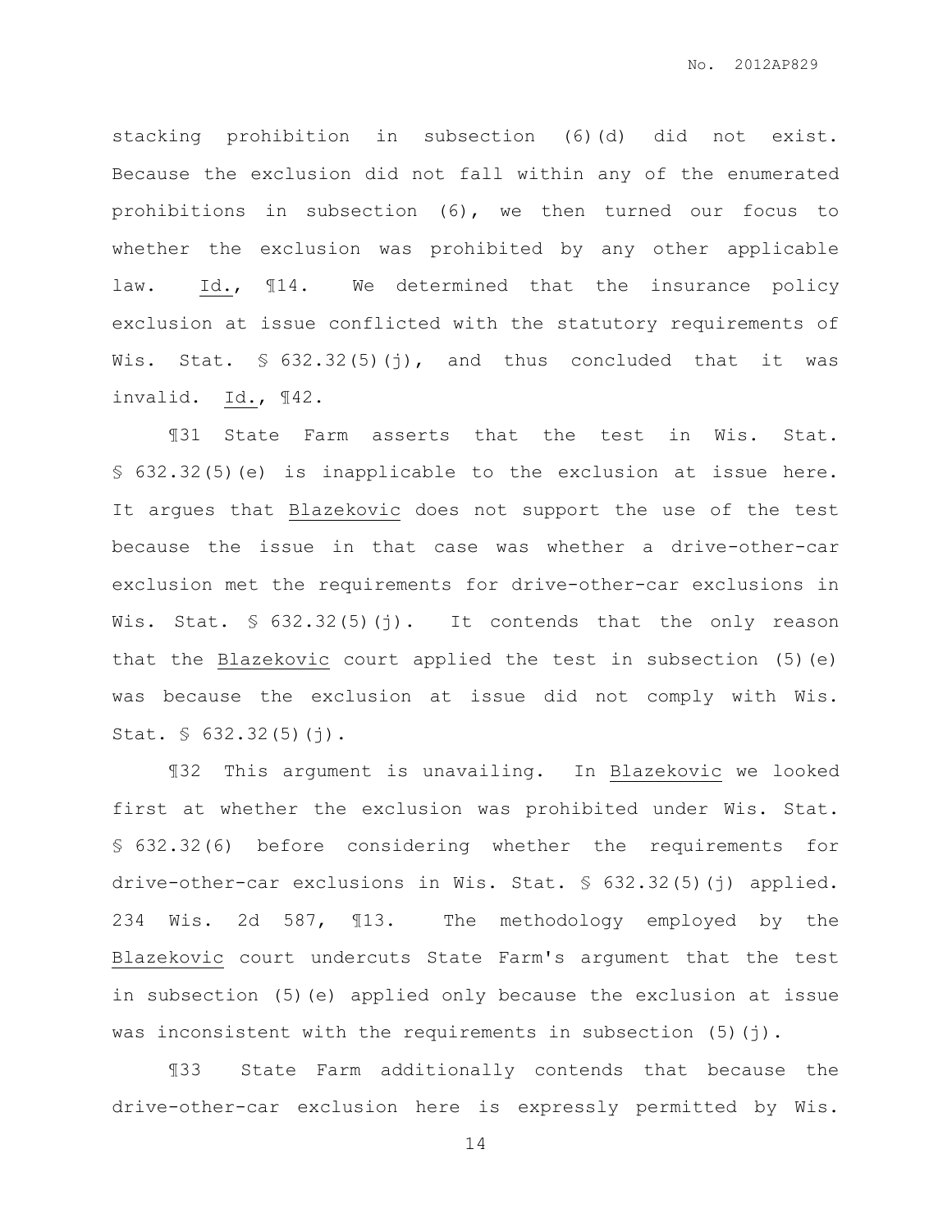stacking prohibition in subsection (6)(d) did not exist. Because the exclusion did not fall within any of the enumerated prohibitions in subsection (6), we then turned our focus to whether the exclusion was prohibited by any other applicable law. Id., ¶14. We determined that the insurance policy exclusion at issue conflicted with the statutory requirements of Wis. Stat. § 632.32(5)(j), and thus concluded that it was invalid. Id., ¶42.

¶31 State Farm asserts that the test in Wis. Stat. § 632.32(5)(e) is inapplicable to the exclusion at issue here. It argues that Blazekovic does not support the use of the test because the issue in that case was whether a drive-other-car exclusion met the requirements for drive-other-car exclusions in Wis. Stat. § 632.32(5)(j). It contends that the only reason that the Blazekovic court applied the test in subsection (5)(e) was because the exclusion at issue did not comply with Wis. Stat. § 632.32(5)(j).

¶32 This argument is unavailing. In Blazekovic we looked first at whether the exclusion was prohibited under Wis. Stat. § 632.32(6) before considering whether the requirements for drive-other-car exclusions in Wis. Stat. § 632.32(5)(j) applied. 234 Wis. 2d 587, ¶13. The methodology employed by the Blazekovic court undercuts State Farm's argument that the test in subsection (5)(e) applied only because the exclusion at issue was inconsistent with the requirements in subsection (5)(j).

¶33 State Farm additionally contends that because the drive-other-car exclusion here is expressly permitted by Wis.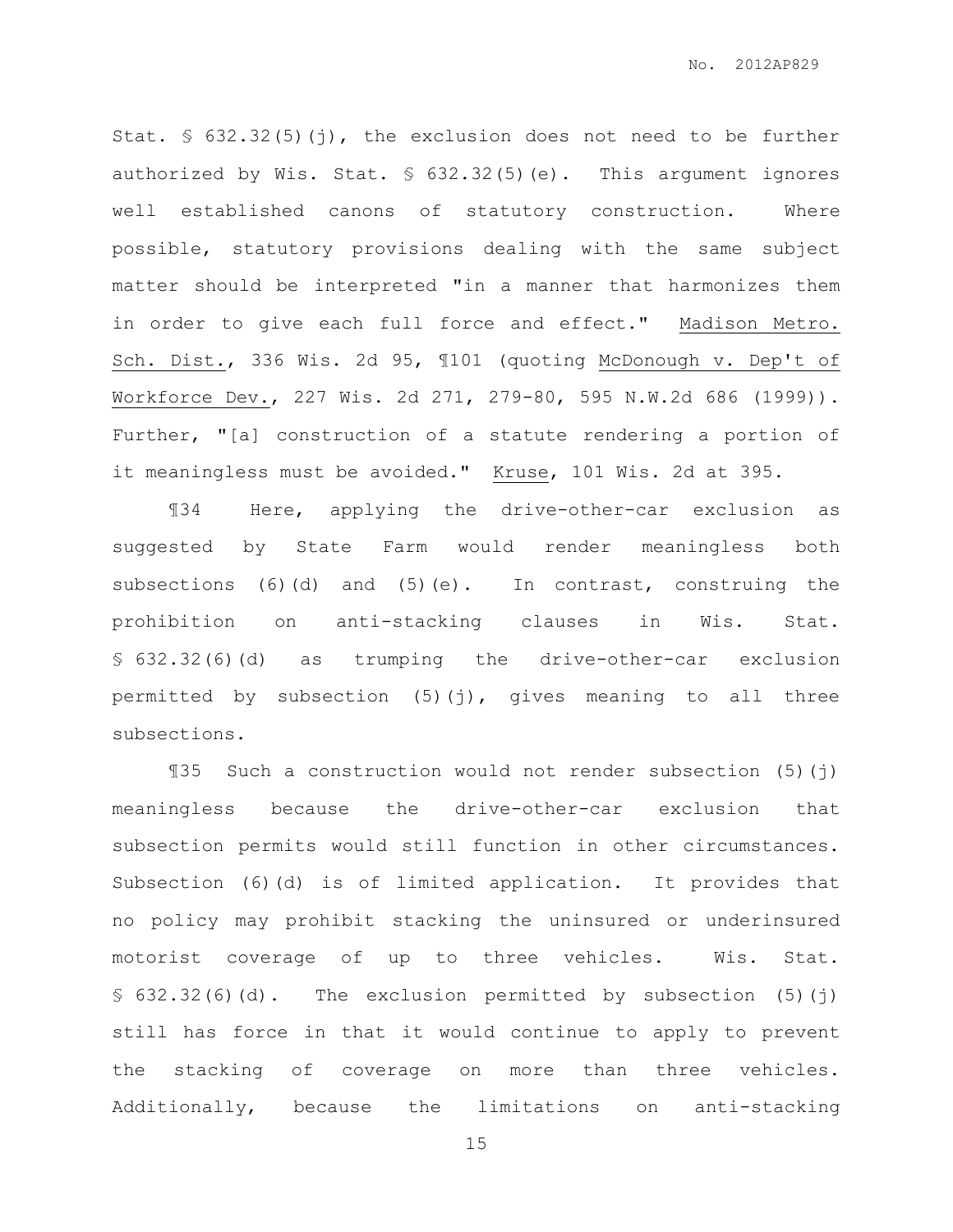Stat. § 632.32(5)(j), the exclusion does not need to be further authorized by Wis. Stat. § 632.32(5)(e). This argument ignores well established canons of statutory construction. Where possible, statutory provisions dealing with the same subject matter should be interpreted "in a manner that harmonizes them in order to give each full force and effect." Madison Metro. Sch. Dist., 336 Wis. 2d 95, ¶101 (quoting McDonough v. Dep't of Workforce Dev., 227 Wis. 2d 271, 279-80, 595 N.W.2d 686 (1999)). Further, "[a] construction of a statute rendering a portion of it meaningless must be avoided." Kruse, 101 Wis. 2d at 395.

¶34 Here, applying the drive-other-car exclusion as suggested by State Farm would render meaningless both subsections (6)(d) and (5)(e). In contrast, construing the prohibition on anti-stacking clauses in Wis. Stat. § 632.32(6)(d) as trumping the drive-other-car exclusion permitted by subsection (5)(j), gives meaning to all three subsections.

¶35 Such a construction would not render subsection (5)(j) meaningless because the drive-other-car exclusion that subsection permits would still function in other circumstances. Subsection (6)(d) is of limited application. It provides that no policy may prohibit stacking the uninsured or underinsured motorist coverage of up to three vehicles. Wis. Stat. § 632.32(6)(d). The exclusion permitted by subsection (5)(j) still has force in that it would continue to apply to prevent the stacking of coverage on more than three vehicles. Additionally, because the limitations on anti-stacking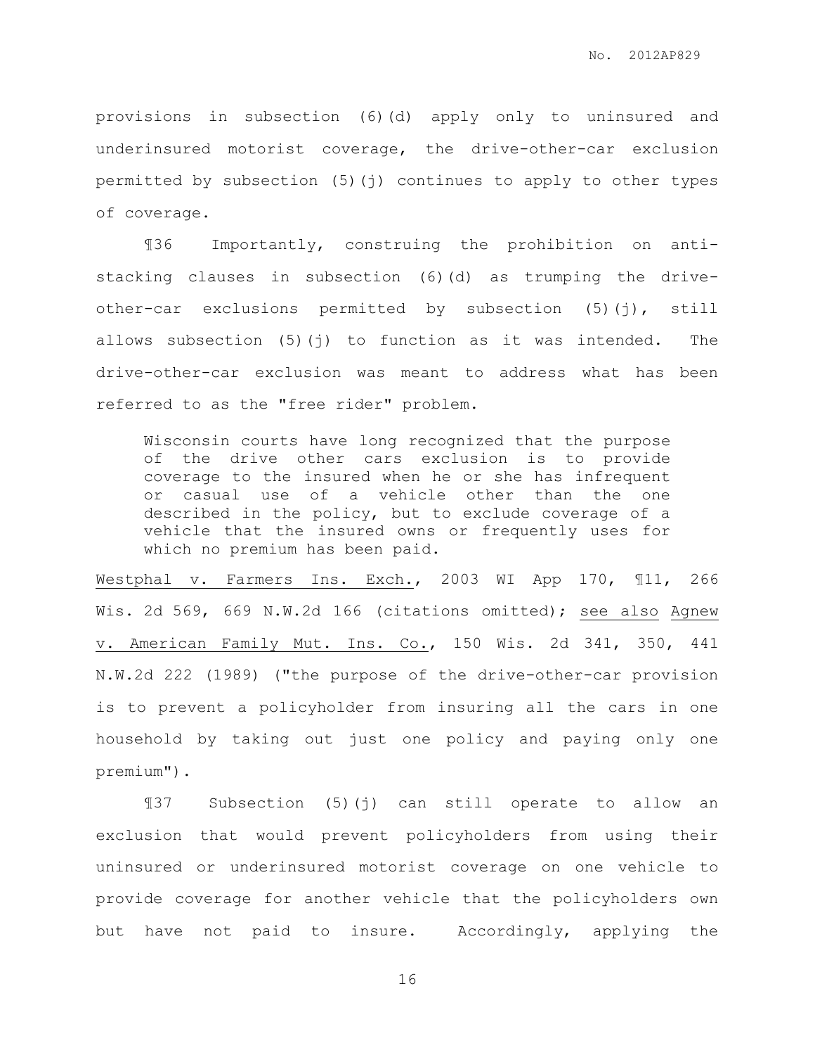provisions in subsection (6)(d) apply only to uninsured and underinsured motorist coverage, the drive-other-car exclusion permitted by subsection (5)(j) continues to apply to other types of coverage.

¶36 Importantly, construing the prohibition on anti-stacking clauses in subsection (6)(d) as trumping the drive-other-car exclusions permitted by subsection (5)(j), still allows subsection (5)(j) to function as it was intended. The drive-other-car exclusion was meant to address what has been referred to as the "free rider" problem.

> Wisconsin courts have long recognized that the purpose of the drive other cars exclusion is to provide coverage to the insured when he or she has infrequent or casual use of a vehicle other than the one described in the policy, but to exclude coverage of a vehicle that the insured owns or frequently uses for which no premium has been paid.

Westphal v. Farmers Ins. Exch., 2003 WI App 170, ¶11, 266 Wis. 2d 569, 669 N.W.2d 166 (citations omitted); see also Agnew v. American Family Mut. Ins. Co., 150 Wis. 2d 341, 350, 441 N.W.2d 222 (1989) ("the purpose of the drive-other-car provision is to prevent a policyholder from insuring all the cars in one household by taking out just one policy and paying only one premium").

¶37 Subsection (5)(j) can still operate to allow an exclusion that would prevent policyholders from using their uninsured or underinsured motorist coverage on one vehicle to provide coverage for another vehicle that the policyholders own but have not paid to insure. Accordingly, applying the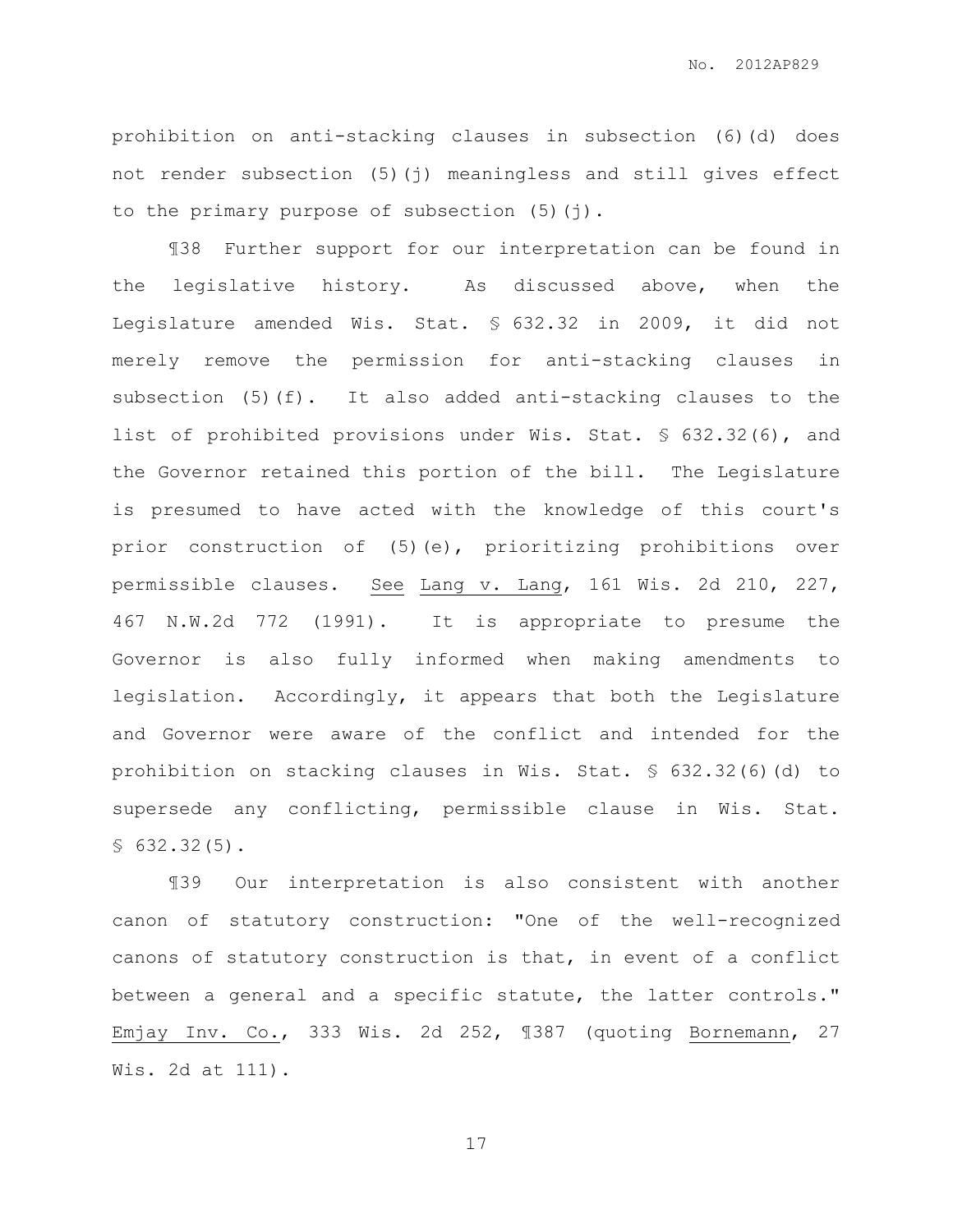prohibition on anti-stacking clauses in subsection (6)(d) does not render subsection (5)(j) meaningless and still gives effect to the primary purpose of subsection (5)(j).

¶38 Further support for our interpretation can be found in the legislative history. As discussed above, when the Legislature amended Wis. Stat. § 632.32 in 2009, it did not merely remove the permission for anti-stacking clauses in subsection (5)(f). It also added anti-stacking clauses to the list of prohibited provisions under Wis. Stat. § 632.32(6), and the Governor retained this portion of the bill. The Legislature is presumed to have acted with the knowledge of this court's prior construction of (5)(e), prioritizing prohibitions over permissible clauses. See Lang v. Lang, 161 Wis. 2d 210, 227, 467 N.W.2d 772 (1991). It is appropriate to presume the Governor is also fully informed when making amendments to legislation. Accordingly, it appears that both the Legislature and Governor were aware of the conflict and intended for the prohibition on stacking clauses in Wis. Stat. § 632.32(6)(d) to supersede any conflicting, permissible clause in Wis. Stat. § 632.32(5).

¶39 Our interpretation is also consistent with another canon of statutory construction: "One of the well-recognized canons of statutory construction is that, in event of a conflict between a general and a specific statute, the latter controls." Emjay Inv. Co., 333 Wis. 2d 252, ¶387 (quoting Bornemann, 27 Wis. 2d at 111).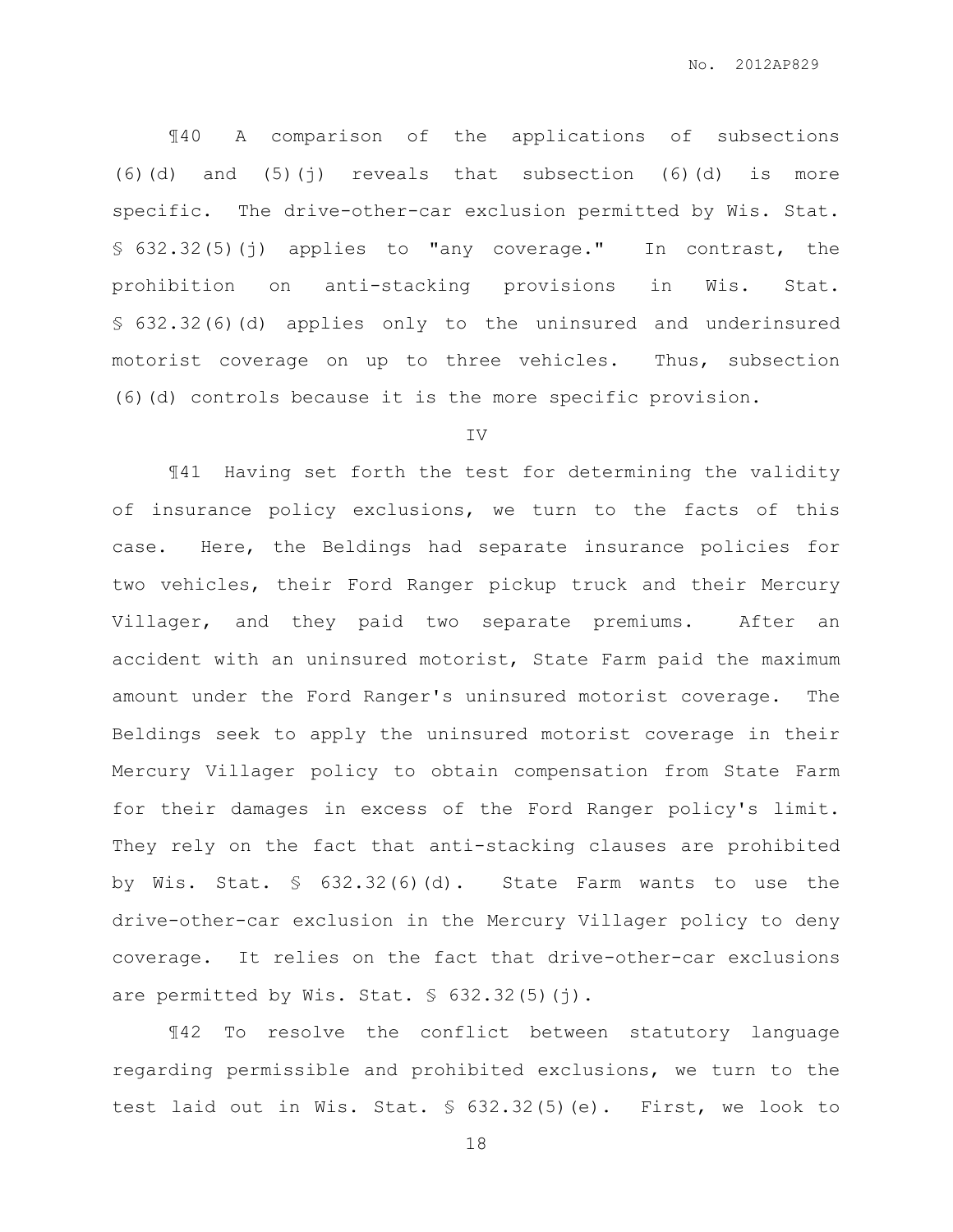¶40 A comparison of the applications of subsections (6)(d) and (5)(j) reveals that subsection (6)(d) is more specific. The drive-other-car exclusion permitted by Wis. Stat. § 632.32(5)(j) applies to "any coverage." In contrast, the prohibition on anti-stacking provisions in Wis. Stat. § 632.32(6)(d) applies only to the uninsured and underinsured motorist coverage on up to three vehicles. Thus, subsection (6)(d) controls because it is the more specific provision.

IV

¶41 Having set forth the test for determining the validity of insurance policy exclusions, we turn to the facts of this case. Here, the Beldings had separate insurance policies for two vehicles, their Ford Ranger pickup truck and their Mercury Villager, and they paid two separate premiums. After an accident with an uninsured motorist, State Farm paid the maximum amount under the Ford Ranger's uninsured motorist coverage. The Beldings seek to apply the uninsured motorist coverage in their Mercury Villager policy to obtain compensation from State Farm for their damages in excess of the Ford Ranger policy's limit. They rely on the fact that anti-stacking clauses are prohibited by Wis. Stat. § 632.32(6)(d). State Farm wants to use the drive-other-car exclusion in the Mercury Villager policy to deny coverage. It relies on the fact that drive-other-car exclusions are permitted by Wis. Stat. § 632.32(5)(j).

¶42 To resolve the conflict between statutory language regarding permissible and prohibited exclusions, we turn to the test laid out in Wis. Stat. § 632.32(5)(e). First, we look to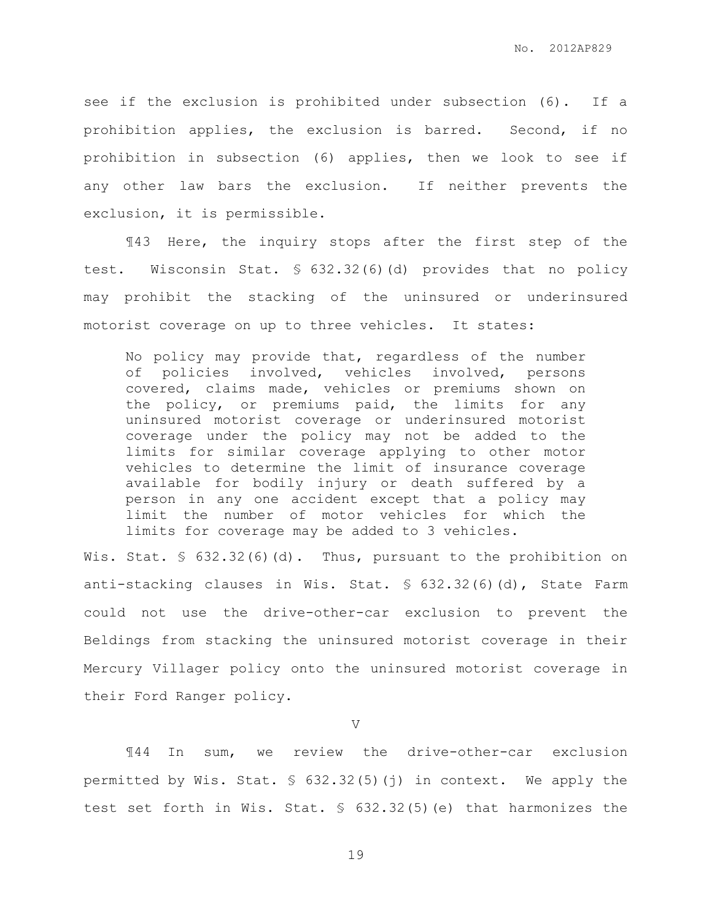see if the exclusion is prohibited under subsection (6). If a prohibition applies, the exclusion is barred. Second, if no prohibition in subsection (6) applies, then we look to see if any other law bars the exclusion. If neither prevents the exclusion, it is permissible.

¶43 Here, the inquiry stops after the first step of the test. Wisconsin Stat. § 632.32(6)(d) provides that no policy may prohibit the stacking of the uninsured or underinsured motorist coverage on up to three vehicles. It states:

> No policy may provide that, regardless of the number of policies involved, vehicles involved, persons covered, claims made, vehicles or premiums shown on the policy, or premiums paid, the limits for any uninsured motorist coverage or underinsured motorist coverage under the policy may not be added to the limits for similar coverage applying to other motor vehicles to determine the limit of insurance coverage available for bodily injury or death suffered by a person in any one accident except that a policy may limit the number of motor vehicles for which the limits for coverage may be added to 3 vehicles.

Wis. Stat. § 632.32(6)(d). Thus, pursuant to the prohibition on anti-stacking clauses in Wis. Stat. § 632.32(6)(d), State Farm could not use the drive-other-car exclusion to prevent the Beldings from stacking the uninsured motorist coverage in their Mercury Villager policy onto the uninsured motorist coverage in their Ford Ranger policy.

## V

¶44 In sum, we review the drive-other-car exclusion permitted by Wis. Stat. § 632.32(5)(j) in context. We apply the test set forth in Wis. Stat. § 632.32(5)(e) that harmonizes the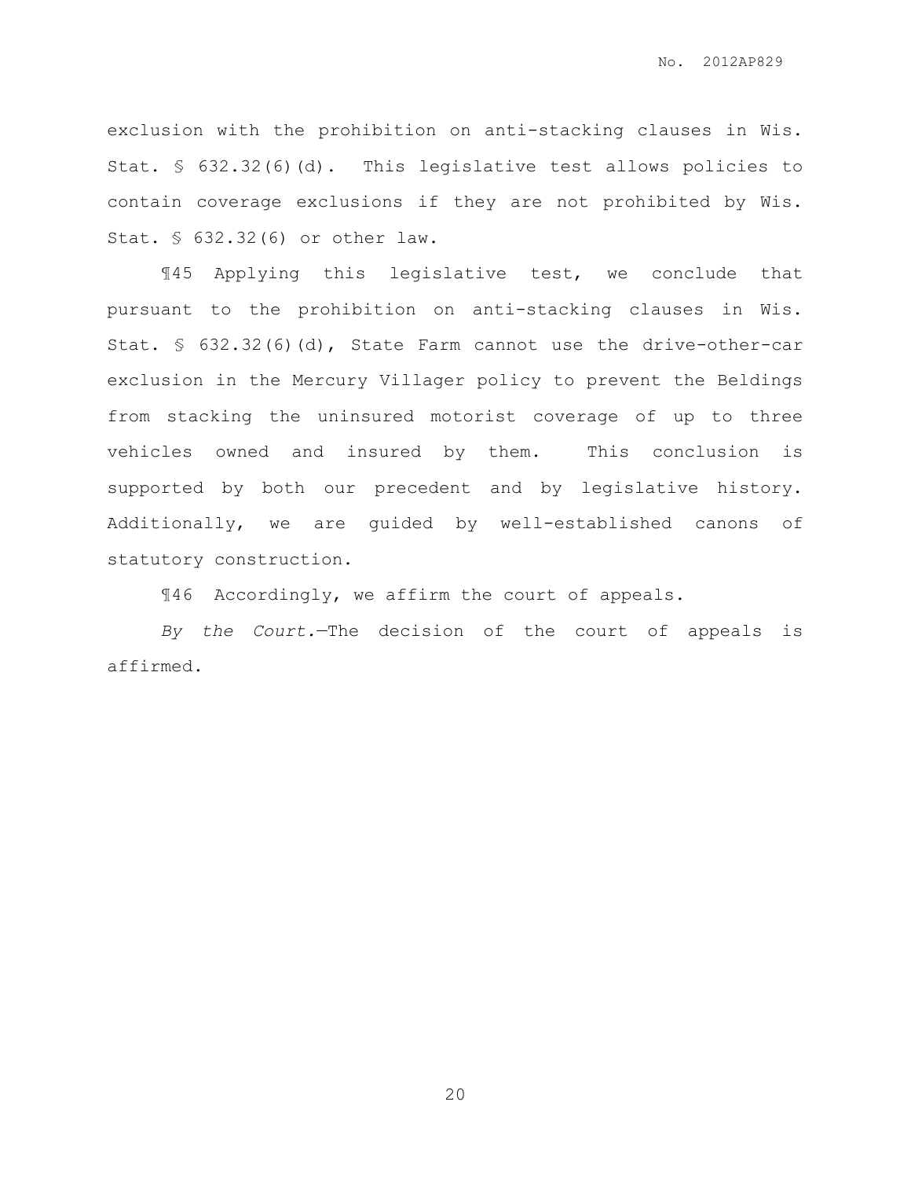exclusion with the prohibition on anti-stacking clauses in Wis. Stat. § 632.32(6)(d). This legislative test allows policies to contain coverage exclusions if they are not prohibited by Wis. Stat. § 632.32(6) or other law.

¶45 Applying this legislative test, we conclude that pursuant to the prohibition on anti-stacking clauses in Wis. Stat. § 632.32(6)(d), State Farm cannot use the drive-other-car exclusion in the Mercury Villager policy to prevent the Beldings from stacking the uninsured motorist coverage of up to three vehicles owned and insured by them. This conclusion is supported by both our precedent and by legislative history. Additionally, we are guided by well-established canons of statutory construction.

¶46 Accordingly, we affirm the court of appeals.

*By the Court.*—The decision of the court of appeals is affirmed.